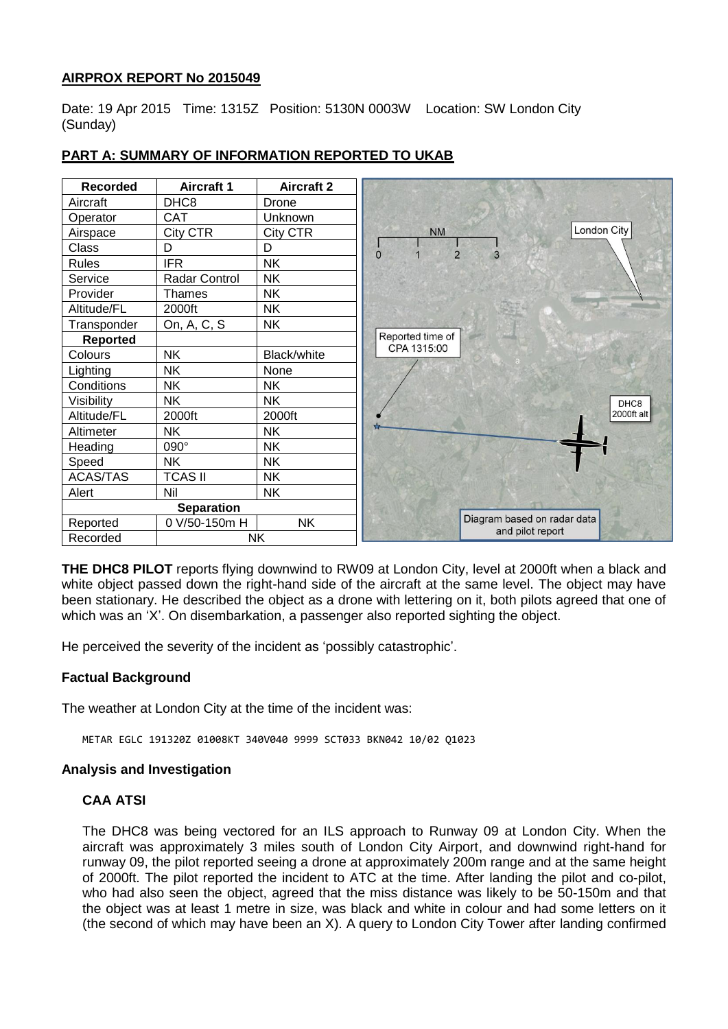## AIRPROX REPORT No 2015049

Date: 19 Apr 2015 Time: 1315Z Position: 5130N 0003W Location: SW London City (Sunday)

## PART A: SUMMARY OF INFORMATION REPORTED TO UKAB

| Recorded | Aircraft 1 | Aircraft 2 |
|---|---|---|
| Aircraft | DHC8 | Drone |
| Operator | CAT | Unknown |
| Airspace | City CTR | City CTR |
| Class | D | D |
| Rules | IFR | NK |
| Service | Radar Control | NK |
| Provider | Thames | NK |
| Altitude/FL | 2000ft | NK |
| Transponder | On, A, C, S | NK |
| **Reported** | | |
| Colours | NK | Black/white |
| Lighting | NK | None |
| Conditions | NK | NK |
| Visibility | NK | NK |
| Altitude/FL | 2000ft | 2000ft |
| Altimeter | NK | NK |
| Heading | 090° | NK |
| Speed | NK | NK |
| ACAS/TAS | TCAS II | NK |
| Alert | Nil | NK |
| **Separation** | | |
| Reported | 0 V/50-150m H | NK |
| Recorded | NK | |

Diagram based on radar data and pilot report

**THE DHC8 PILOT** reports flying downwind to RW09 at London City, level at 2000ft when a black and white object passed down the right-hand side of the aircraft at the same level. The object may have been stationary. He described the object as a drone with lettering on it, both pilots agreed that one of which was an 'X'. On disembarkation, a passenger also reported sighting the object.

He perceived the severity of the incident as 'possibly catastrophic'.

### Factual Background

The weather at London City at the time of the incident was:

```
METAR EGLC 191320Z 01008KT 340V040 9999 SCT033 BKN042 10/02 Q1023
```

### Analysis and Investigation

#### CAA ATSI

The DHC8 was being vectored for an ILS approach to Runway 09 at London City. When the aircraft was approximately 3 miles south of London City Airport, and downwind right-hand for runway 09, the pilot reported seeing a drone at approximately 200m range and at the same height of 2000ft. The pilot reported the incident to ATC at the time. After landing the pilot and co-pilot, who had also seen the object, agreed that the miss distance was likely to be 50-150m and that the object was at least 1 metre in size, was black and white in colour and had some letters on it (the second of which may have been an X). A query to London City Tower after landing confirmed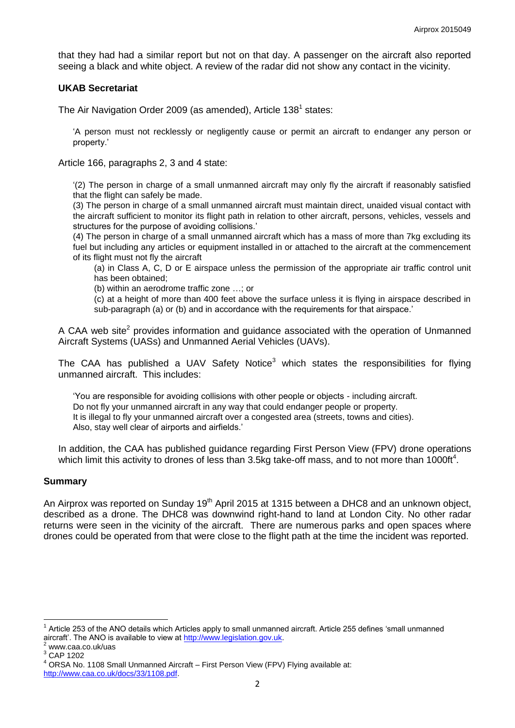that they had had a similar report but not on that day. A passenger on the aircraft also reported seeing a black and white object. A review of the radar did not show any contact in the vicinity.

### UKAB Secretariat

The Air Navigation Order 2009 (as amended), Article 138[1] states:

> 'A person must not recklessly or negligently cause or permit an aircraft to endanger any person or property.'

Article 166, paragraphs 2, 3 and 4 state:

> '(2) The person in charge of a small unmanned aircraft may only fly the aircraft if reasonably satisfied that the flight can safely be made.
>
> (3) The person in charge of a small unmanned aircraft must maintain direct, unaided visual contact with the aircraft sufficient to monitor its flight path in relation to other aircraft, persons, vehicles, vessels and structures for the purpose of avoiding collisions.'
>
> (4) The person in charge of a small unmanned aircraft which has a mass of more than 7kg excluding its fuel but including any articles or equipment installed in or attached to the aircraft at the commencement of its flight must not fly the aircraft
>
> (a) in Class A, C, D or E airspace unless the permission of the appropriate air traffic control unit has been obtained;
>
> (b) within an aerodrome traffic zone …; or
>
> (c) at a height of more than 400 feet above the surface unless it is flying in airspace described in sub-paragraph (a) or (b) and in accordance with the requirements for that airspace.'

A CAA web site[2] provides information and guidance associated with the operation of Unmanned Aircraft Systems (UASs) and Unmanned Aerial Vehicles (UAVs).

The CAA has published a UAV Safety Notice[3] which states the responsibilities for flying unmanned aircraft. This includes:

> 'You are responsible for avoiding collisions with other people or objects - including aircraft.
> Do not fly your unmanned aircraft in any way that could endanger people or property.
> It is illegal to fly your unmanned aircraft over a congested area (streets, towns and cities).
> Also, stay well clear of airports and airfields.'

In addition, the CAA has published guidance regarding First Person View (FPV) drone operations which limit this activity to drones of less than 3.5kg take-off mass, and to not more than 1000ft[4].

## Summary

An Airprox was reported on Sunday 19th April 2015 at 1315 between a DHC8 and an unknown object, described as a drone. The DHC8 was downwind right-hand to land at London City. No other radar returns were seen in the vicinity of the aircraft. There are numerous parks and open spaces where drones could be operated from that were close to the flight path at the time the incident was reported.

---

[1] Article 253 of the ANO details which Articles apply to small unmanned aircraft. Article 255 defines 'small unmanned aircraft'. The ANO is available to view at http://www.legislation.gov.uk.

[2] www.caa.co.uk/uas

[3] CAP 1202

[4] ORSA No. 1108 Small Unmanned Aircraft – First Person View (FPV) Flying available at: http://www.caa.co.uk/docs/33/1108.pdf.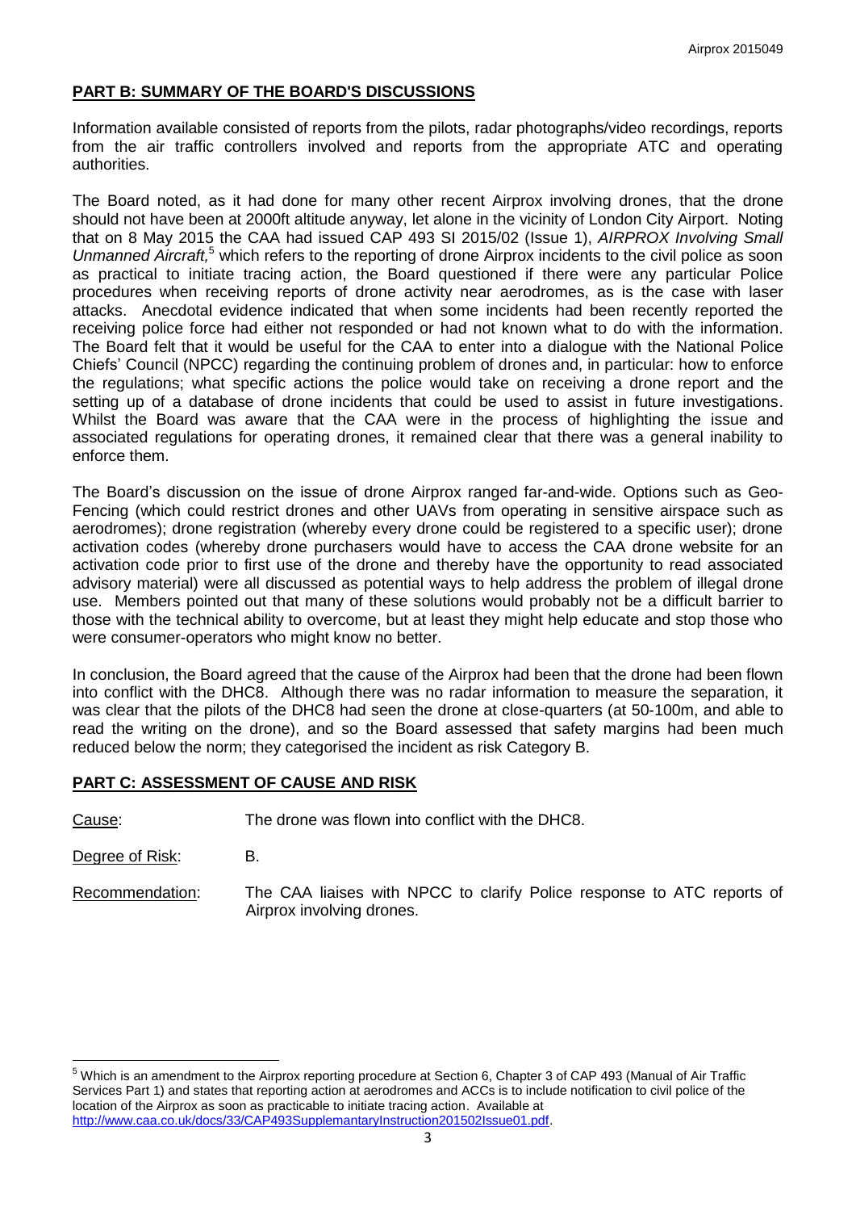## PART B: SUMMARY OF THE BOARD'S DISCUSSIONS

Information available consisted of reports from the pilots, radar photographs/video recordings, reports from the air traffic controllers involved and reports from the appropriate ATC and operating authorities.

The Board noted, as it had done for many other recent Airprox involving drones, that the drone should not have been at 2000ft altitude anyway, let alone in the vicinity of London City Airport. Noting that on 8 May 2015 the CAA had issued CAP 493 SI 2015/02 (Issue 1), *AIRPROX Involving Small Unmanned Aircraft,*[5] which refers to the reporting of drone Airprox incidents to the civil police as soon as practical to initiate tracing action, the Board questioned if there were any particular Police procedures when receiving reports of drone activity near aerodromes, as is the case with laser attacks. Anecdotal evidence indicated that when some incidents had been recently reported the receiving police force had either not responded or had not known what to do with the information. The Board felt that it would be useful for the CAA to enter into a dialogue with the National Police Chiefs' Council (NPCC) regarding the continuing problem of drones and, in particular: how to enforce the regulations; what specific actions the police would take on receiving a drone report and the setting up of a database of drone incidents that could be used to assist in future investigations. Whilst the Board was aware that the CAA were in the process of highlighting the issue and associated regulations for operating drones, it remained clear that there was a general inability to enforce them.

The Board's discussion on the issue of drone Airprox ranged far-and-wide. Options such as Geo-Fencing (which could restrict drones and other UAVs from operating in sensitive airspace such as aerodromes); drone registration (whereby every drone could be registered to a specific user); drone activation codes (whereby drone purchasers would have to access the CAA drone website for an activation code prior to first use of the drone and thereby have the opportunity to read associated advisory material) were all discussed as potential ways to help address the problem of illegal drone use. Members pointed out that many of these solutions would probably not be a difficult barrier to those with the technical ability to overcome, but at least they might help educate and stop those who were consumer-operators who might know no better.

In conclusion, the Board agreed that the cause of the Airprox had been that the drone had been flown into conflict with the DHC8. Although there was no radar information to measure the separation, it was clear that the pilots of the DHC8 had seen the drone at close-quarters (at 50-100m, and able to read the writing on the drone), and so the Board assessed that safety margins had been much reduced below the norm; they categorised the incident as risk Category B.

## PART C: ASSESSMENT OF CAUSE AND RISK

Cause: The drone was flown into conflict with the DHC8.

Degree of Risk: B.

Recommendation: The CAA liaises with NPCC to clarify Police response to ATC reports of Airprox involving drones.

---

[5] Which is an amendment to the Airprox reporting procedure at Section 6, Chapter 3 of CAP 493 (Manual of Air Traffic Services Part 1) and states that reporting action at aerodromes and ACCs is to include notification to civil police of the location of the Airprox as soon as practicable to initiate tracing action. Available at http://www.caa.co.uk/docs/33/CAP493SupplemantaryInstruction201502Issue01.pdf.